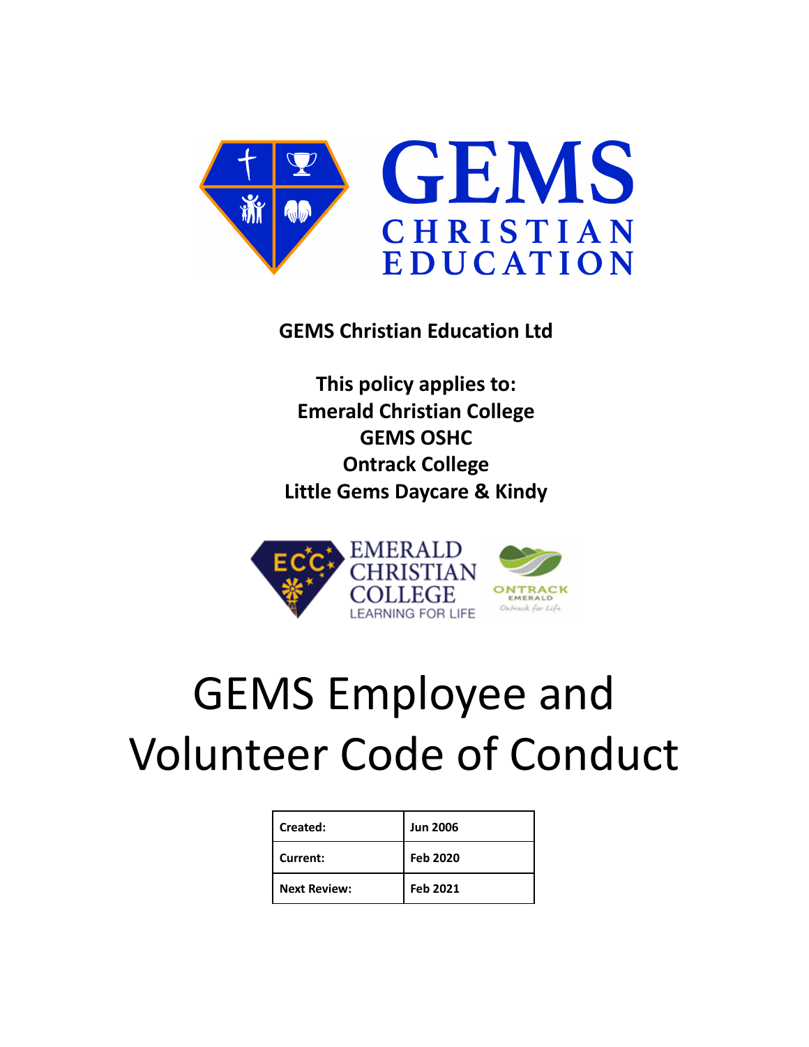**GEMS Christian Education Ltd**

**This policy applies to:**
**Emerald Christian College**
**GEMS OSHC**
**Ontrack College**
**Little Gems Daycare & Kindy**

# GEMS Employee and Volunteer Code of Conduct

| **Created:** | **Jun 2006** |
|---|---|
| **Current:** | **Feb 2020** |
| **Next Review:** | **Feb 2021** |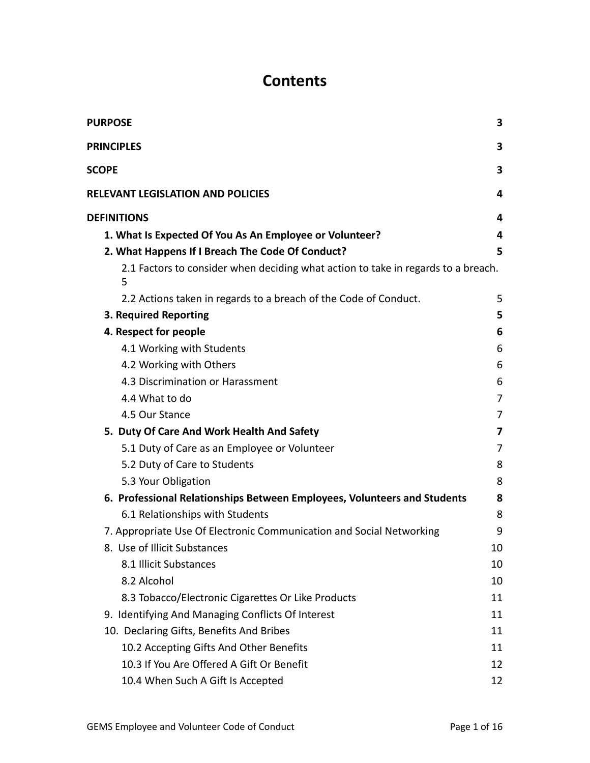# Contents

| | |
|---|---|
| **PURPOSE** | **3** |
| **PRINCIPLES** | **3** |
| **SCOPE** | **3** |
| **RELEVANT LEGISLATION AND POLICIES** | **4** |
| **DEFINITIONS** | **4** |
| **1. What Is Expected Of You As An Employee or Volunteer?** | **4** |
| **2. What Happens If I Breach The Code Of Conduct?** | **5** |
| 2.1 Factors to consider when deciding what action to take in regards to a breach. | 5 |
| 2.2 Actions taken in regards to a breach of the Code of Conduct. | 5 |
| **3. Required Reporting** | **5** |
| **4. Respect for people** | **6** |
| 4.1 Working with Students | 6 |
| 4.2 Working with Others | 6 |
| 4.3 Discrimination or Harassment | 6 |
| 4.4 What to do | 7 |
| 4.5 Our Stance | 7 |
| **5. Duty Of Care And Work Health And Safety** | **7** |
| 5.1 Duty of Care as an Employee or Volunteer | 7 |
| 5.2 Duty of Care to Students | 8 |
| 5.3 Your Obligation | 8 |
| **6. Professional Relationships Between Employees, Volunteers and Students** | **8** |
| 6.1 Relationships with Students | 8 |
| 7. Appropriate Use Of Electronic Communication and Social Networking | 9 |
| 8. Use of Illicit Substances | 10 |
| 8.1 Illicit Substances | 10 |
| 8.2 Alcohol | 10 |
| 8.3 Tobacco/Electronic Cigarettes Or Like Products | 11 |
| 9. Identifying And Managing Conflicts Of Interest | 11 |
| 10. Declaring Gifts, Benefits And Bribes | 11 |
| 10.2 Accepting Gifts And Other Benefits | 11 |
| 10.3 If You Are Offered A Gift Or Benefit | 12 |
| 10.4 When Such A Gift Is Accepted | 12 |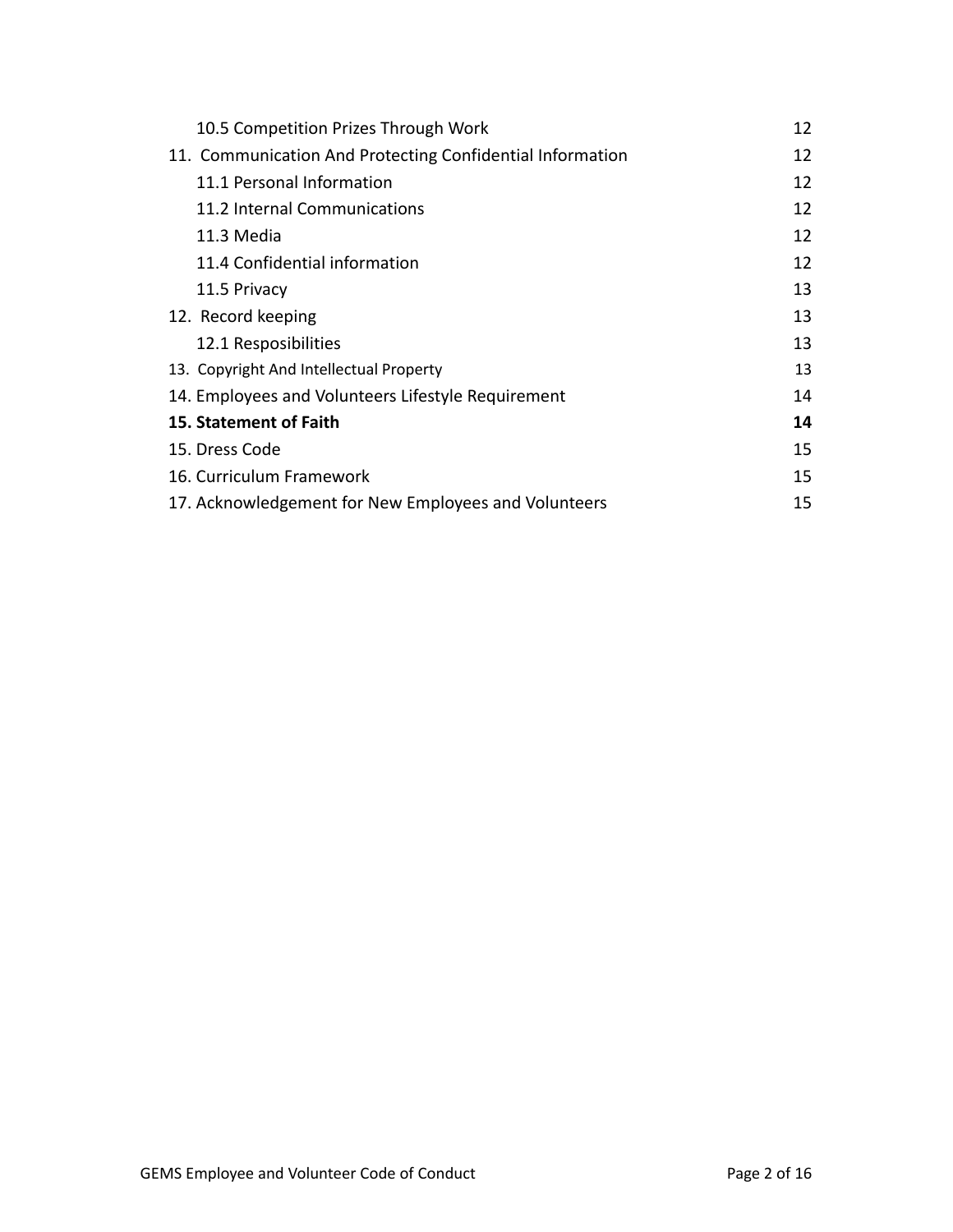| | |
|---|---|
| 10.5 Competition Prizes Through Work | 12 |
| 11. Communication And Protecting Confidential Information | 12 |
| 11.1 Personal Information | 12 |
| 11.2 Internal Communications | 12 |
| 11.3 Media | 12 |
| 11.4 Confidential information | 12 |
| 11.5 Privacy | 13 |
| 12. Record keeping | 13 |
| 12.1 Resposibilities | 13 |
| 13. Copyright And Intellectual Property | 13 |
| 14. Employees and Volunteers Lifestyle Requirement | 14 |
| **15. Statement of Faith** | **14** |
| 15. Dress Code | 15 |
| 16. Curriculum Framework | 15 |
| 17. Acknowledgement for New Employees and Volunteers | 15 |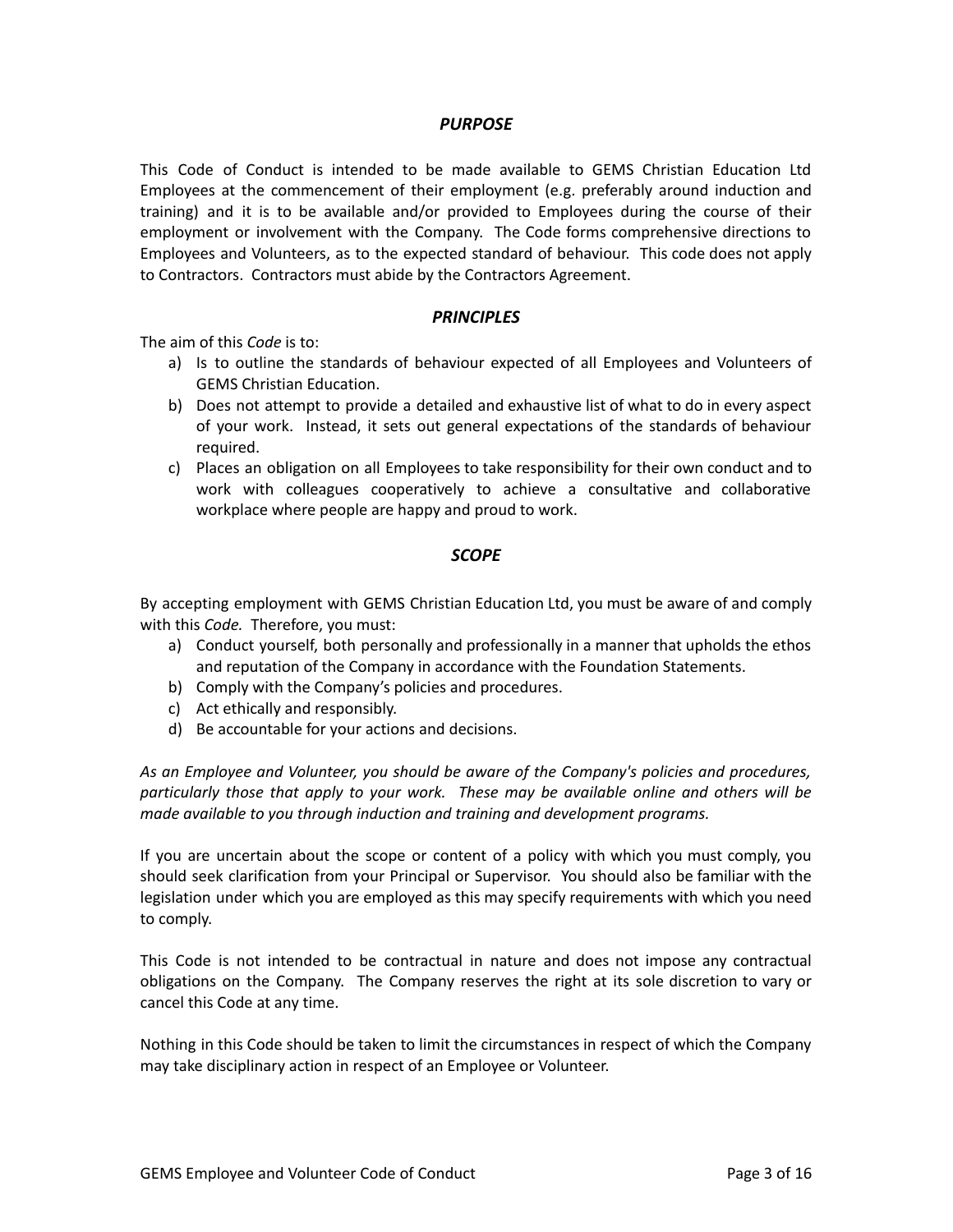## *PURPOSE*

This Code of Conduct is intended to be made available to GEMS Christian Education Ltd Employees at the commencement of their employment (e.g. preferably around induction and training) and it is to be available and/or provided to Employees during the course of their employment or involvement with the Company. The Code forms comprehensive directions to Employees and Volunteers, as to the expected standard of behaviour. This code does not apply to Contractors. Contractors must abide by the Contractors Agreement.

## *PRINCIPLES*

The aim of this *Code* is to:

a) Is to outline the standards of behaviour expected of all Employees and Volunteers of GEMS Christian Education.
b) Does not attempt to provide a detailed and exhaustive list of what to do in every aspect of your work. Instead, it sets out general expectations of the standards of behaviour required.
c) Places an obligation on all Employees to take responsibility for their own conduct and to work with colleagues cooperatively to achieve a consultative and collaborative workplace where people are happy and proud to work.

## *SCOPE*

By accepting employment with GEMS Christian Education Ltd, you must be aware of and comply with this *Code.* Therefore, you must:

a) Conduct yourself, both personally and professionally in a manner that upholds the ethos and reputation of the Company in accordance with the Foundation Statements.
b) Comply with the Company's policies and procedures.
c) Act ethically and responsibly.
d) Be accountable for your actions and decisions.

*As an Employee and Volunteer, you should be aware of the Company's policies and procedures, particularly those that apply to your work. These may be available online and others will be made available to you through induction and training and development programs.*

If you are uncertain about the scope or content of a policy with which you must comply, you should seek clarification from your Principal or Supervisor. You should also be familiar with the legislation under which you are employed as this may specify requirements with which you need to comply.

This Code is not intended to be contractual in nature and does not impose any contractual obligations on the Company. The Company reserves the right at its sole discretion to vary or cancel this Code at any time.

Nothing in this Code should be taken to limit the circumstances in respect of which the Company may take disciplinary action in respect of an Employee or Volunteer.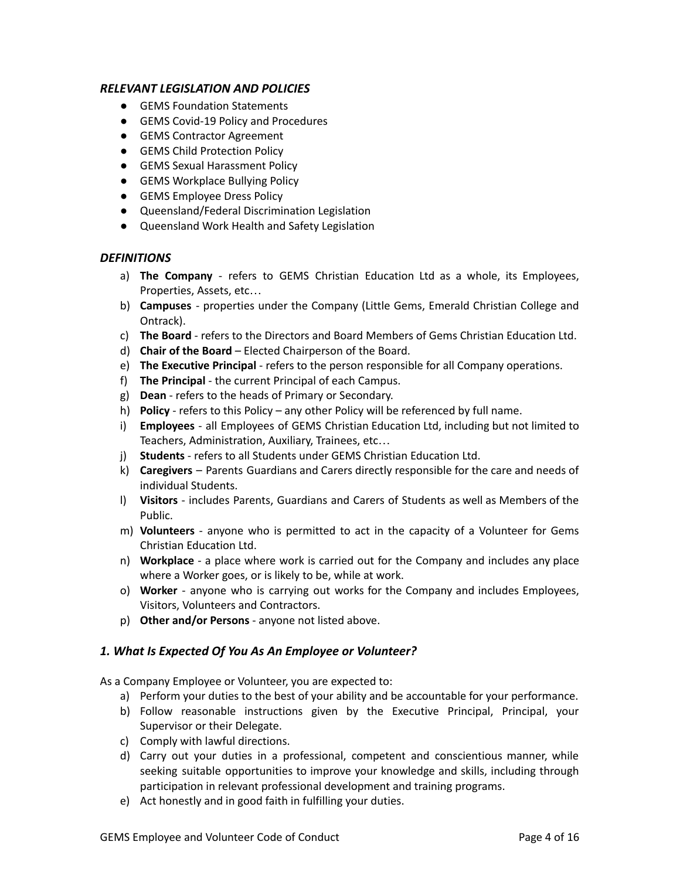### *RELEVANT LEGISLATION AND POLICIES*

- GEMS Foundation Statements
- GEMS Covid-19 Policy and Procedures
- GEMS Contractor Agreement
- GEMS Child Protection Policy
- GEMS Sexual Harassment Policy
- GEMS Workplace Bullying Policy
- GEMS Employee Dress Policy
- Queensland/Federal Discrimination Legislation
- Queensland Work Health and Safety Legislation

### *DEFINITIONS*

a) **The Company** - refers to GEMS Christian Education Ltd as a whole, its Employees, Properties, Assets, etc…
b) **Campuses** - properties under the Company (Little Gems, Emerald Christian College and Ontrack).
c) **The Board** - refers to the Directors and Board Members of Gems Christian Education Ltd.
d) **Chair of the Board** – Elected Chairperson of the Board.
e) **The Executive Principal** - refers to the person responsible for all Company operations.
f) **The Principal** - the current Principal of each Campus.
g) **Dean** - refers to the heads of Primary or Secondary.
h) **Policy** - refers to this Policy – any other Policy will be referenced by full name.
i) **Employees** - all Employees of GEMS Christian Education Ltd, including but not limited to Teachers, Administration, Auxiliary, Trainees, etc…
j) **Students** - refers to all Students under GEMS Christian Education Ltd.
k) **Caregivers** – Parents Guardians and Carers directly responsible for the care and needs of individual Students.
l) **Visitors** - includes Parents, Guardians and Carers of Students as well as Members of the Public.
m) **Volunteers** - anyone who is permitted to act in the capacity of a Volunteer for Gems Christian Education Ltd.
n) **Workplace** - a place where work is carried out for the Company and includes any place where a Worker goes, or is likely to be, while at work.
o) **Worker** - anyone who is carrying out works for the Company and includes Employees, Visitors, Volunteers and Contractors.
p) **Other and/or Persons** - anyone not listed above.

### *1. What Is Expected Of You As An Employee or Volunteer?*

As a Company Employee or Volunteer, you are expected to:

a) Perform your duties to the best of your ability and be accountable for your performance.
b) Follow reasonable instructions given by the Executive Principal, Principal, your Supervisor or their Delegate.
c) Comply with lawful directions.
d) Carry out your duties in a professional, competent and conscientious manner, while seeking suitable opportunities to improve your knowledge and skills, including through participation in relevant professional development and training programs.
e) Act honestly and in good faith in fulfilling your duties.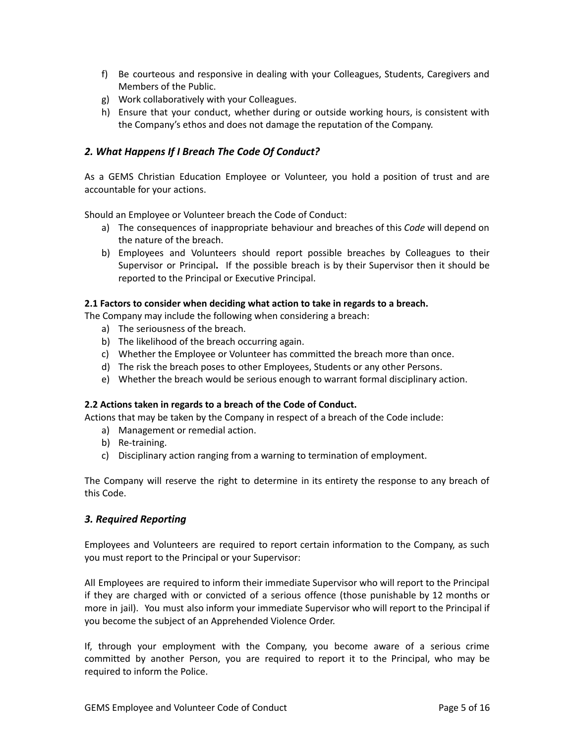f) Be courteous and responsive in dealing with your Colleagues, Students, Caregivers and Members of the Public.
g) Work collaboratively with your Colleagues.
h) Ensure that your conduct, whether during or outside working hours, is consistent with the Company's ethos and does not damage the reputation of the Company.

## *2. What Happens If I Breach The Code Of Conduct?*

As a GEMS Christian Education Employee or Volunteer, you hold a position of trust and are accountable for your actions.

Should an Employee or Volunteer breach the Code of Conduct:

a) The consequences of inappropriate behaviour and breaches of this *Code* will depend on the nature of the breach.
b) Employees and Volunteers should report possible breaches by Colleagues to their Supervisor or Principal**.** If the possible breach is by their Supervisor then it should be reported to the Principal or Executive Principal.

**2.1 Factors to consider when deciding what action to take in regards to a breach.**

The Company may include the following when considering a breach:

a) The seriousness of the breach.
b) The likelihood of the breach occurring again.
c) Whether the Employee or Volunteer has committed the breach more than once.
d) The risk the breach poses to other Employees, Students or any other Persons.
e) Whether the breach would be serious enough to warrant formal disciplinary action.

**2.2 Actions taken in regards to a breach of the Code of Conduct.**

Actions that may be taken by the Company in respect of a breach of the Code include:

a) Management or remedial action.
b) Re-training.
c) Disciplinary action ranging from a warning to termination of employment.

The Company will reserve the right to determine in its entirety the response to any breach of this Code.

## *3. Required Reporting*

Employees and Volunteers are required to report certain information to the Company, as such you must report to the Principal or your Supervisor:

All Employees are required to inform their immediate Supervisor who will report to the Principal if they are charged with or convicted of a serious offence (those punishable by 12 months or more in jail). You must also inform your immediate Supervisor who will report to the Principal if you become the subject of an Apprehended Violence Order.

If, through your employment with the Company, you become aware of a serious crime committed by another Person, you are required to report it to the Principal, who may be required to inform the Police.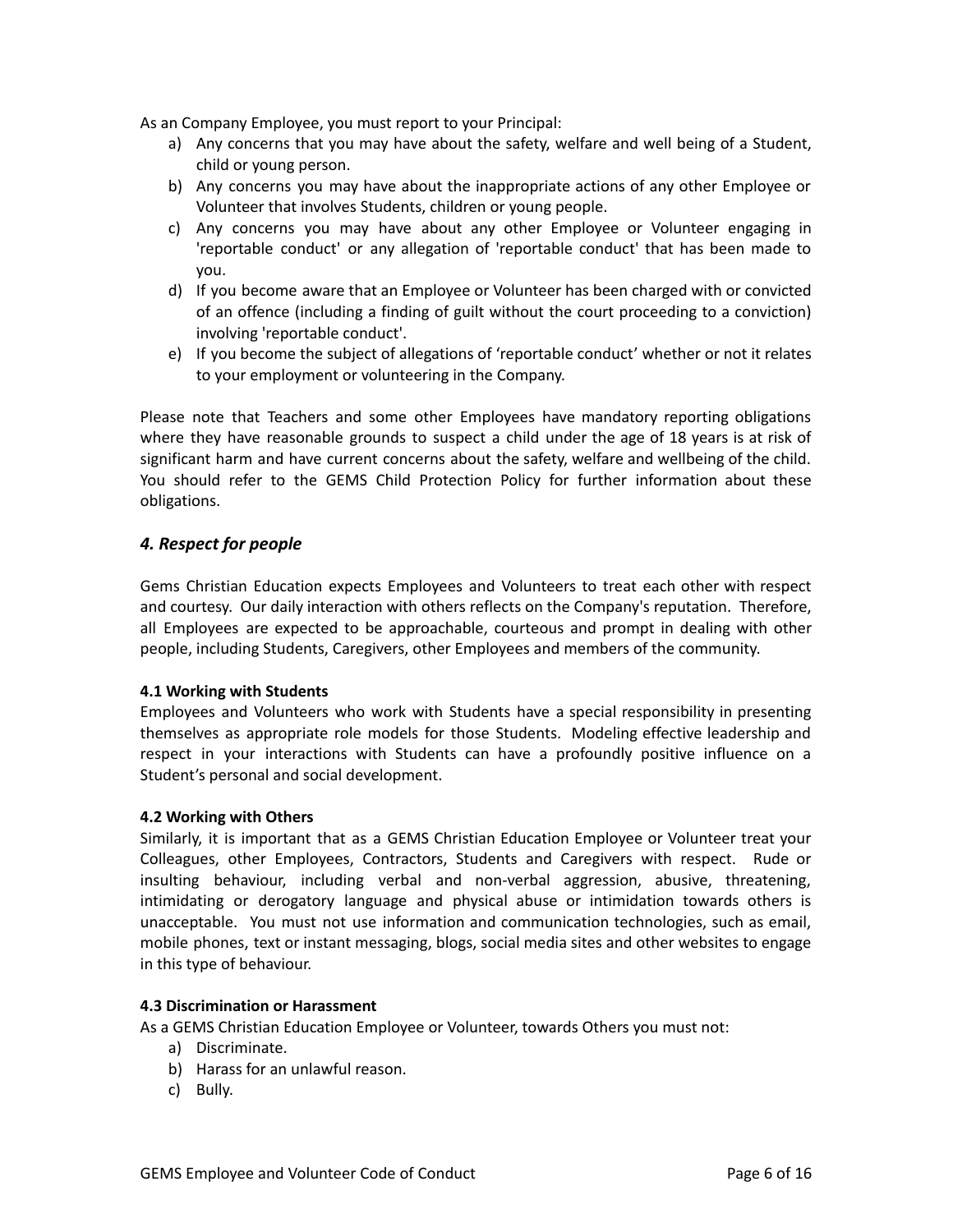As an Company Employee, you must report to your Principal:

a) Any concerns that you may have about the safety, welfare and well being of a Student, child or young person.
b) Any concerns you may have about the inappropriate actions of any other Employee or Volunteer that involves Students, children or young people.
c) Any concerns you may have about any other Employee or Volunteer engaging in 'reportable conduct' or any allegation of 'reportable conduct' that has been made to you.
d) If you become aware that an Employee or Volunteer has been charged with or convicted of an offence (including a finding of guilt without the court proceeding to a conviction) involving 'reportable conduct'.
e) If you become the subject of allegations of 'reportable conduct' whether or not it relates to your employment or volunteering in the Company.

Please note that Teachers and some other Employees have mandatory reporting obligations where they have reasonable grounds to suspect a child under the age of 18 years is at risk of significant harm and have current concerns about the safety, welfare and wellbeing of the child. You should refer to the GEMS Child Protection Policy for further information about these obligations.

## *4. Respect for people*

Gems Christian Education expects Employees and Volunteers to treat each other with respect and courtesy. Our daily interaction with others reflects on the Company's reputation. Therefore, all Employees are expected to be approachable, courteous and prompt in dealing with other people, including Students, Caregivers, other Employees and members of the community.

**4.1 Working with Students**

Employees and Volunteers who work with Students have a special responsibility in presenting themselves as appropriate role models for those Students. Modeling effective leadership and respect in your interactions with Students can have a profoundly positive influence on a Student's personal and social development.

**4.2 Working with Others**

Similarly, it is important that as a GEMS Christian Education Employee or Volunteer treat your Colleagues, other Employees, Contractors, Students and Caregivers with respect. Rude or insulting behaviour, including verbal and non-verbal aggression, abusive, threatening, intimidating or derogatory language and physical abuse or intimidation towards others is unacceptable. You must not use information and communication technologies, such as email, mobile phones, text or instant messaging, blogs, social media sites and other websites to engage in this type of behaviour.

**4.3 Discrimination or Harassment**

As a GEMS Christian Education Employee or Volunteer, towards Others you must not:

a) Discriminate.
b) Harass for an unlawful reason.
c) Bully.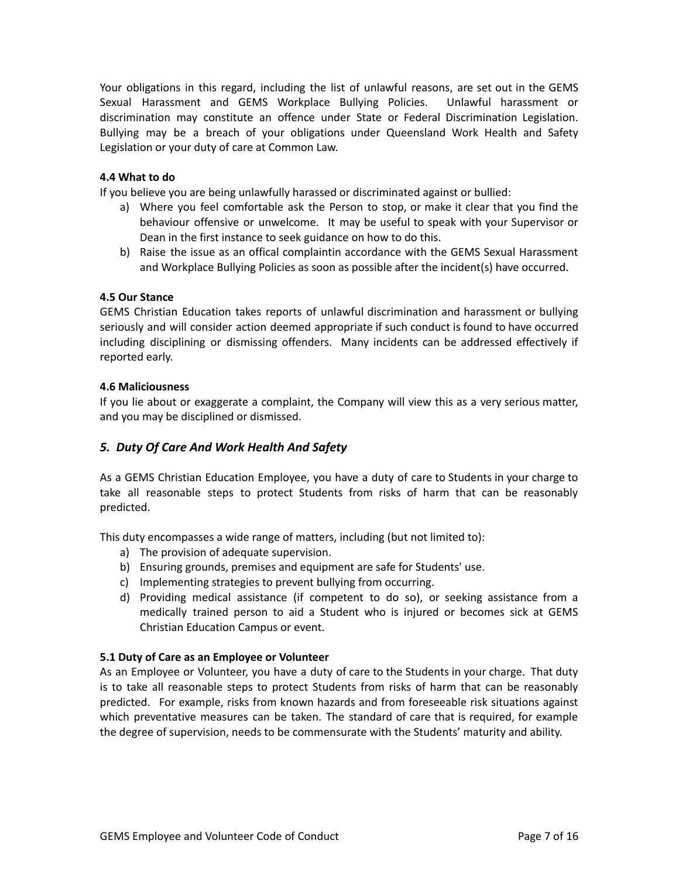Your obligations in this regard, including the list of unlawful reasons, are set out in the GEMS Sexual Harassment and GEMS Workplace Bullying Policies. Unlawful harassment or discrimination may constitute an offence under State or Federal Discrimination Legislation. Bullying may be a breach of your obligations under Queensland Work Health and Safety Legislation or your duty of care at Common Law.

**4.4 What to do**

If you believe you are being unlawfully harassed or discriminated against or bullied:

a) Where you feel comfortable ask the Person to stop, or make it clear that you find the behaviour offensive or unwelcome. It may be useful to speak with your Supervisor or Dean in the first instance to seek guidance on how to do this.
b) Raise the issue as an offical complaintin accordance with the GEMS Sexual Harassment and Workplace Bullying Policies as soon as possible after the incident(s) have occurred.

**4.5 Our Stance**

GEMS Christian Education takes reports of unlawful discrimination and harassment or bullying seriously and will consider action deemed appropriate if such conduct is found to have occurred including disciplining or dismissing offenders. Many incidents can be addressed effectively if reported early.

**4.6 Maliciousness**

If you lie about or exaggerate a complaint, the Company will view this as a very serious matter, and you may be disciplined or dismissed.

## *5. Duty Of Care And Work Health And Safety*

As a GEMS Christian Education Employee, you have a duty of care to Students in your charge to take all reasonable steps to protect Students from risks of harm that can be reasonably predicted.

This duty encompasses a wide range of matters, including (but not limited to):

a) The provision of adequate supervision.
b) Ensuring grounds, premises and equipment are safe for Students' use.
c) Implementing strategies to prevent bullying from occurring.
d) Providing medical assistance (if competent to do so), or seeking assistance from a medically trained person to aid a Student who is injured or becomes sick at GEMS Christian Education Campus or event.

**5.1 Duty of Care as an Employee or Volunteer**

As an Employee or Volunteer, you have a duty of care to the Students in your charge. That duty is to take all reasonable steps to protect Students from risks of harm that can be reasonably predicted. For example, risks from known hazards and from foreseeable risk situations against which preventative measures can be taken. The standard of care that is required, for example the degree of supervision, needs to be commensurate with the Students' maturity and ability.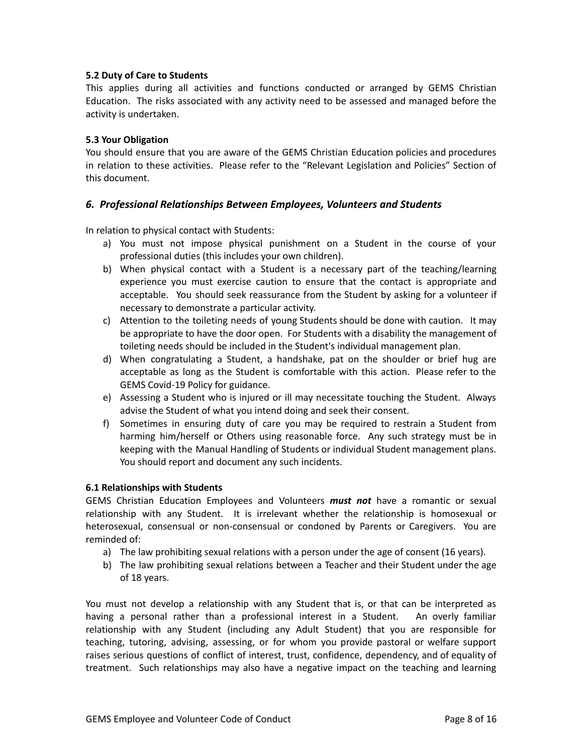#### 5.2 Duty of Care to Students

This applies during all activities and functions conducted or arranged by GEMS Christian Education. The risks associated with any activity need to be assessed and managed before the activity is undertaken.

#### 5.3 Your Obligation

You should ensure that you are aware of the GEMS Christian Education policies and procedures in relation to these activities. Please refer to the “Relevant Legislation and Policies” Section of this document.

## *6. Professional Relationships Between Employees, Volunteers and Students*

In relation to physical contact with Students:

a) You must not impose physical punishment on a Student in the course of your professional duties (this includes your own children).
b) When physical contact with a Student is a necessary part of the teaching/learning experience you must exercise caution to ensure that the contact is appropriate and acceptable. You should seek reassurance from the Student by asking for a volunteer if necessary to demonstrate a particular activity.
c) Attention to the toileting needs of young Students should be done with caution. It may be appropriate to have the door open. For Students with a disability the management of toileting needs should be included in the Student's individual management plan.
d) When congratulating a Student, a handshake, pat on the shoulder or brief hug are acceptable as long as the Student is comfortable with this action. Please refer to the GEMS Covid-19 Policy for guidance.
e) Assessing a Student who is injured or ill may necessitate touching the Student. Always advise the Student of what you intend doing and seek their consent.
f) Sometimes in ensuring duty of care you may be required to restrain a Student from harming him/herself or Others using reasonable force. Any such strategy must be in keeping with the Manual Handling of Students or individual Student management plans. You should report and document any such incidents.

#### 6.1 Relationships with Students

GEMS Christian Education Employees and Volunteers ***must not*** have a romantic or sexual relationship with any Student. It is irrelevant whether the relationship is homosexual or heterosexual, consensual or non-consensual or condoned by Parents or Caregivers. You are reminded of:

a) The law prohibiting sexual relations with a person under the age of consent (16 years).
b) The law prohibiting sexual relations between a Teacher and their Student under the age of 18 years.

You must not develop a relationship with any Student that is, or that can be interpreted as having a personal rather than a professional interest in a Student. An overly familiar relationship with any Student (including any Adult Student) that you are responsible for teaching, tutoring, advising, assessing, or for whom you provide pastoral or welfare support raises serious questions of conflict of interest, trust, confidence, dependency, and of equality of treatment. Such relationships may also have a negative impact on the teaching and learning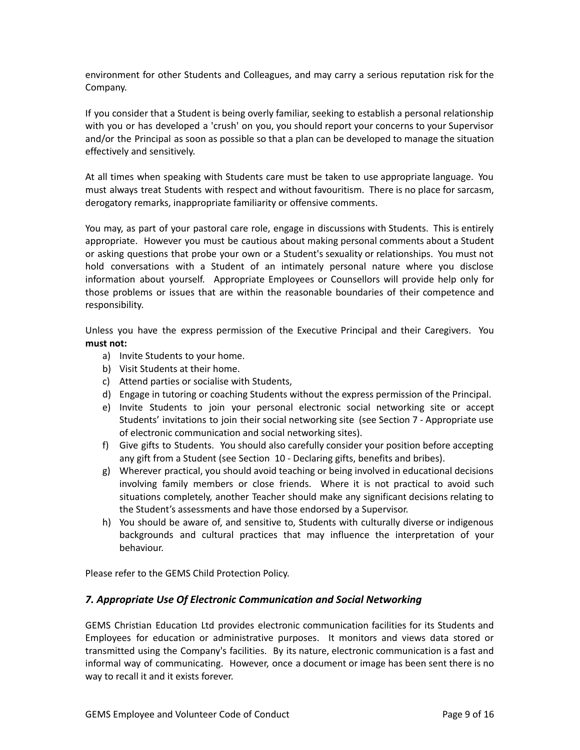environment for other Students and Colleagues, and may carry a serious reputation risk for the Company.

If you consider that a Student is being overly familiar, seeking to establish a personal relationship with you or has developed a 'crush' on you, you should report your concerns to your Supervisor and/or the Principal as soon as possible so that a plan can be developed to manage the situation effectively and sensitively.

At all times when speaking with Students care must be taken to use appropriate language. You must always treat Students with respect and without favouritism. There is no place for sarcasm, derogatory remarks, inappropriate familiarity or offensive comments.

You may, as part of your pastoral care role, engage in discussions with Students. This is entirely appropriate. However you must be cautious about making personal comments about a Student or asking questions that probe your own or a Student's sexuality or relationships. You must not hold conversations with a Student of an intimately personal nature where you disclose information about yourself. Appropriate Employees or Counsellors will provide help only for those problems or issues that are within the reasonable boundaries of their competence and responsibility.

Unless you have the express permission of the Executive Principal and their Caregivers. You **must not:**

a) Invite Students to your home.
b) Visit Students at their home.
c) Attend parties or socialise with Students,
d) Engage in tutoring or coaching Students without the express permission of the Principal.
e) Invite Students to join your personal electronic social networking site or accept Students' invitations to join their social networking site (see Section 7 - Appropriate use of electronic communication and social networking sites).
f) Give gifts to Students. You should also carefully consider your position before accepting any gift from a Student (see Section 10 - Declaring gifts, benefits and bribes).
g) Wherever practical, you should avoid teaching or being involved in educational decisions involving family members or close friends. Where it is not practical to avoid such situations completely, another Teacher should make any significant decisions relating to the Student's assessments and have those endorsed by a Supervisor.
h) You should be aware of, and sensitive to, Students with culturally diverse or indigenous backgrounds and cultural practices that may influence the interpretation of your behaviour.

Please refer to the GEMS Child Protection Policy.

## *7. Appropriate Use Of Electronic Communication and Social Networking*

GEMS Christian Education Ltd provides electronic communication facilities for its Students and Employees for education or administrative purposes. It monitors and views data stored or transmitted using the Company's facilities. By its nature, electronic communication is a fast and informal way of communicating. However, once a document or image has been sent there is no way to recall it and it exists forever.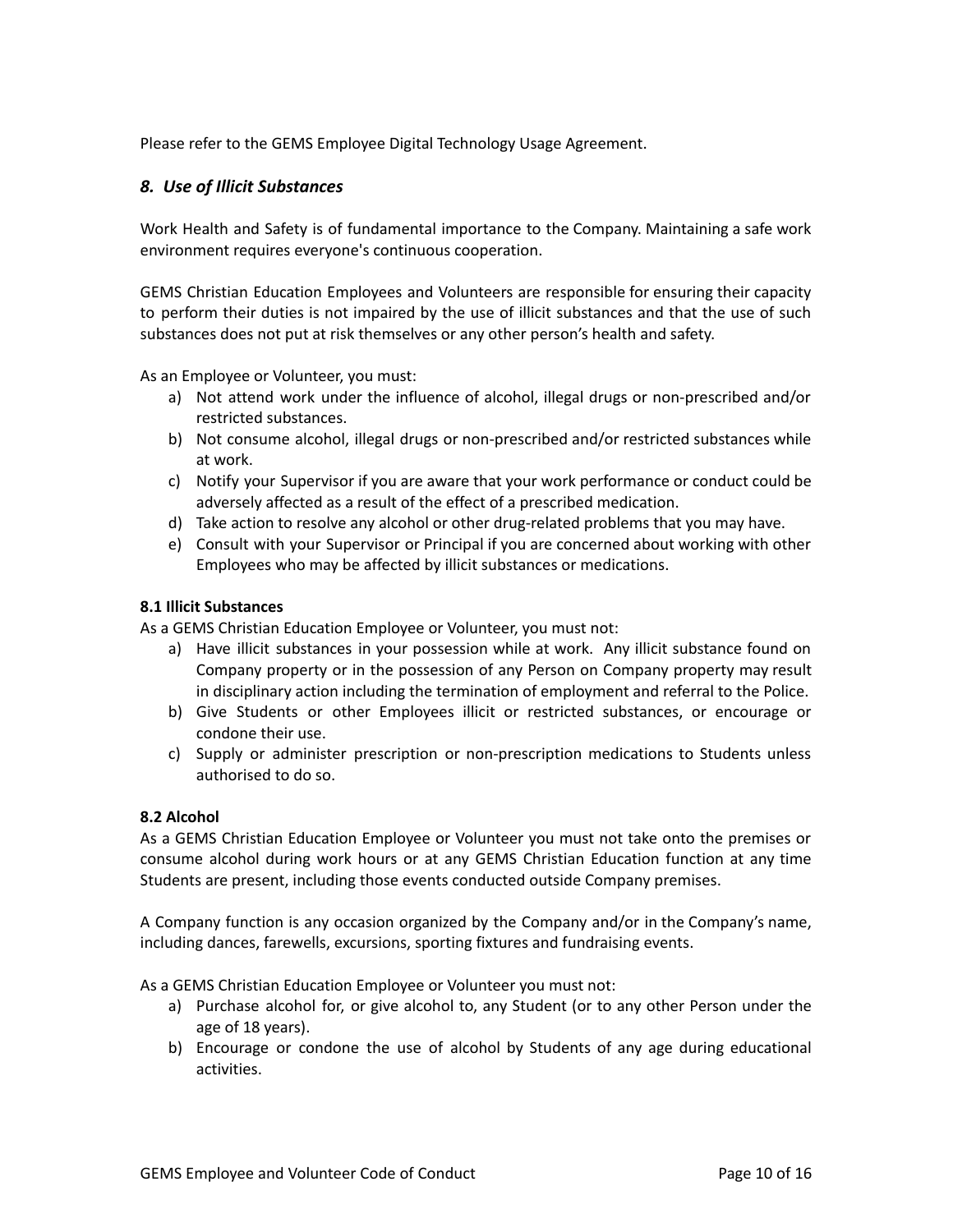Please refer to the GEMS Employee Digital Technology Usage Agreement.

## *8. Use of Illicit Substances*

Work Health and Safety is of fundamental importance to the Company. Maintaining a safe work environment requires everyone's continuous cooperation.

GEMS Christian Education Employees and Volunteers are responsible for ensuring their capacity to perform their duties is not impaired by the use of illicit substances and that the use of such substances does not put at risk themselves or any other person's health and safety.

As an Employee or Volunteer, you must:

a) Not attend work under the influence of alcohol, illegal drugs or non-prescribed and/or restricted substances.
b) Not consume alcohol, illegal drugs or non-prescribed and/or restricted substances while at work.
c) Notify your Supervisor if you are aware that your work performance or conduct could be adversely affected as a result of the effect of a prescribed medication.
d) Take action to resolve any alcohol or other drug-related problems that you may have.
e) Consult with your Supervisor or Principal if you are concerned about working with other Employees who may be affected by illicit substances or medications.

### 8.1 Illicit Substances

As a GEMS Christian Education Employee or Volunteer, you must not:

a) Have illicit substances in your possession while at work. Any illicit substance found on Company property or in the possession of any Person on Company property may result in disciplinary action including the termination of employment and referral to the Police.
b) Give Students or other Employees illicit or restricted substances, or encourage or condone their use.
c) Supply or administer prescription or non-prescription medications to Students unless authorised to do so.

### 8.2 Alcohol

As a GEMS Christian Education Employee or Volunteer you must not take onto the premises or consume alcohol during work hours or at any GEMS Christian Education function at any time Students are present, including those events conducted outside Company premises.

A Company function is any occasion organized by the Company and/or in the Company's name, including dances, farewells, excursions, sporting fixtures and fundraising events.

As a GEMS Christian Education Employee or Volunteer you must not:

a) Purchase alcohol for, or give alcohol to, any Student (or to any other Person under the age of 18 years).
b) Encourage or condone the use of alcohol by Students of any age during educational activities.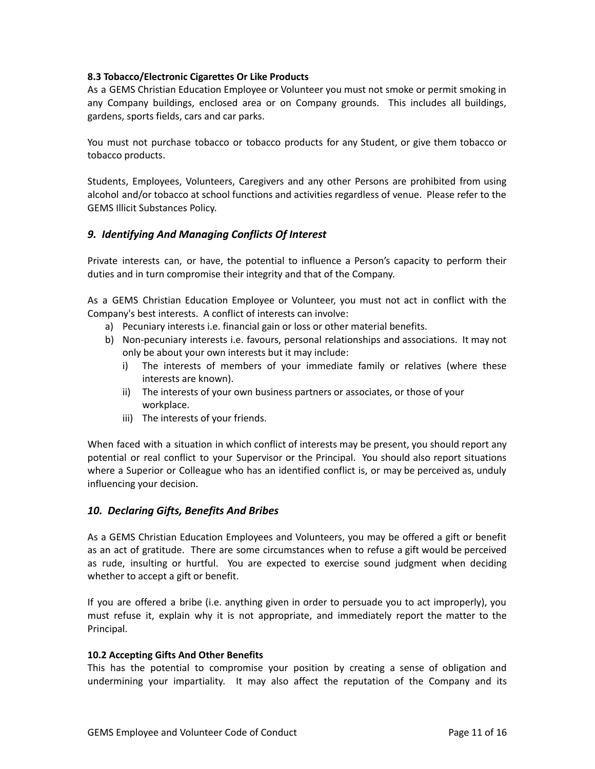**8.3 Tobacco/Electronic Cigarettes Or Like Products**

As a GEMS Christian Education Employee or Volunteer you must not smoke or permit smoking in any Company buildings, enclosed area or on Company grounds. This includes all buildings, gardens, sports fields, cars and car parks.

You must not purchase tobacco or tobacco products for any Student, or give them tobacco or tobacco products.

Students, Employees, Volunteers, Caregivers and any other Persons are prohibited from using alcohol and/or tobacco at school functions and activities regardless of venue. Please refer to the GEMS Illicit Substances Policy.

## *9. Identifying And Managing Conflicts Of Interest*

Private interests can, or have, the potential to influence a Person's capacity to perform their duties and in turn compromise their integrity and that of the Company.

As a GEMS Christian Education Employee or Volunteer, you must not act in conflict with the Company's best interests. A conflict of interests can involve:

a) Pecuniary interests i.e. financial gain or loss or other material benefits.
b) Non-pecuniary interests i.e. favours, personal relationships and associations. It may not only be about your own interests but it may include:
   i) The interests of members of your immediate family or relatives (where these interests are known).
   ii) The interests of your own business partners or associates, or those of your workplace.
   iii) The interests of your friends.

When faced with a situation in which conflict of interests may be present, you should report any potential or real conflict to your Supervisor or the Principal. You should also report situations where a Superior or Colleague who has an identified conflict is, or may be perceived as, unduly influencing your decision.

## *10. Declaring Gifts, Benefits And Bribes*

As a GEMS Christian Education Employees and Volunteers, you may be offered a gift or benefit as an act of gratitude. There are some circumstances when to refuse a gift would be perceived as rude, insulting or hurtful. You are expected to exercise sound judgment when deciding whether to accept a gift or benefit.

If you are offered a bribe (i.e. anything given in order to persuade you to act improperly), you must refuse it, explain why it is not appropriate, and immediately report the matter to the Principal.

**10.2 Accepting Gifts And Other Benefits**

This has the potential to compromise your position by creating a sense of obligation and undermining your impartiality. It may also affect the reputation of the Company and its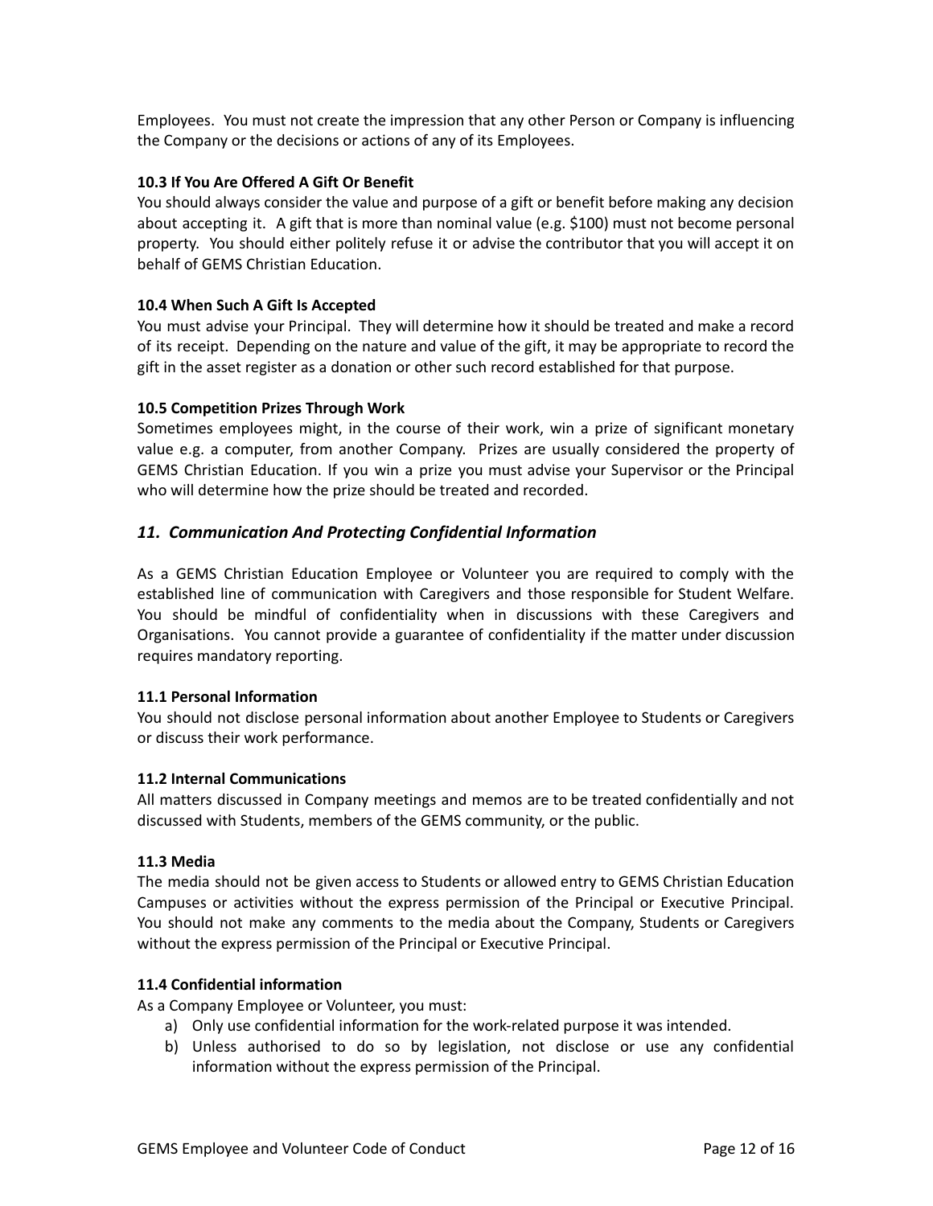Employees. You must not create the impression that any other Person or Company is influencing the Company or the decisions or actions of any of its Employees.

**10.3 If You Are Offered A Gift Or Benefit**

You should always consider the value and purpose of a gift or benefit before making any decision about accepting it. A gift that is more than nominal value (e.g. $100) must not become personal property. You should either politely refuse it or advise the contributor that you will accept it on behalf of GEMS Christian Education.

**10.4 When Such A Gift Is Accepted**

You must advise your Principal. They will determine how it should be treated and make a record of its receipt. Depending on the nature and value of the gift, it may be appropriate to record the gift in the asset register as a donation or other such record established for that purpose.

**10.5 Competition Prizes Through Work**

Sometimes employees might, in the course of their work, win a prize of significant monetary value e.g. a computer, from another Company. Prizes are usually considered the property of GEMS Christian Education. If you win a prize you must advise your Supervisor or the Principal who will determine how the prize should be treated and recorded.

## *11. Communication And Protecting Confidential Information*

As a GEMS Christian Education Employee or Volunteer you are required to comply with the established line of communication with Caregivers and those responsible for Student Welfare. You should be mindful of confidentiality when in discussions with these Caregivers and Organisations. You cannot provide a guarantee of confidentiality if the matter under discussion requires mandatory reporting.

**11.1 Personal Information**

You should not disclose personal information about another Employee to Students or Caregivers or discuss their work performance.

**11.2 Internal Communications**

All matters discussed in Company meetings and memos are to be treated confidentially and not discussed with Students, members of the GEMS community, or the public.

**11.3 Media**

The media should not be given access to Students or allowed entry to GEMS Christian Education Campuses or activities without the express permission of the Principal or Executive Principal. You should not make any comments to the media about the Company, Students or Caregivers without the express permission of the Principal or Executive Principal.

**11.4 Confidential information**

As a Company Employee or Volunteer, you must:

a) Only use confidential information for the work-related purpose it was intended.
b) Unless authorised to do so by legislation, not disclose or use any confidential information without the express permission of the Principal.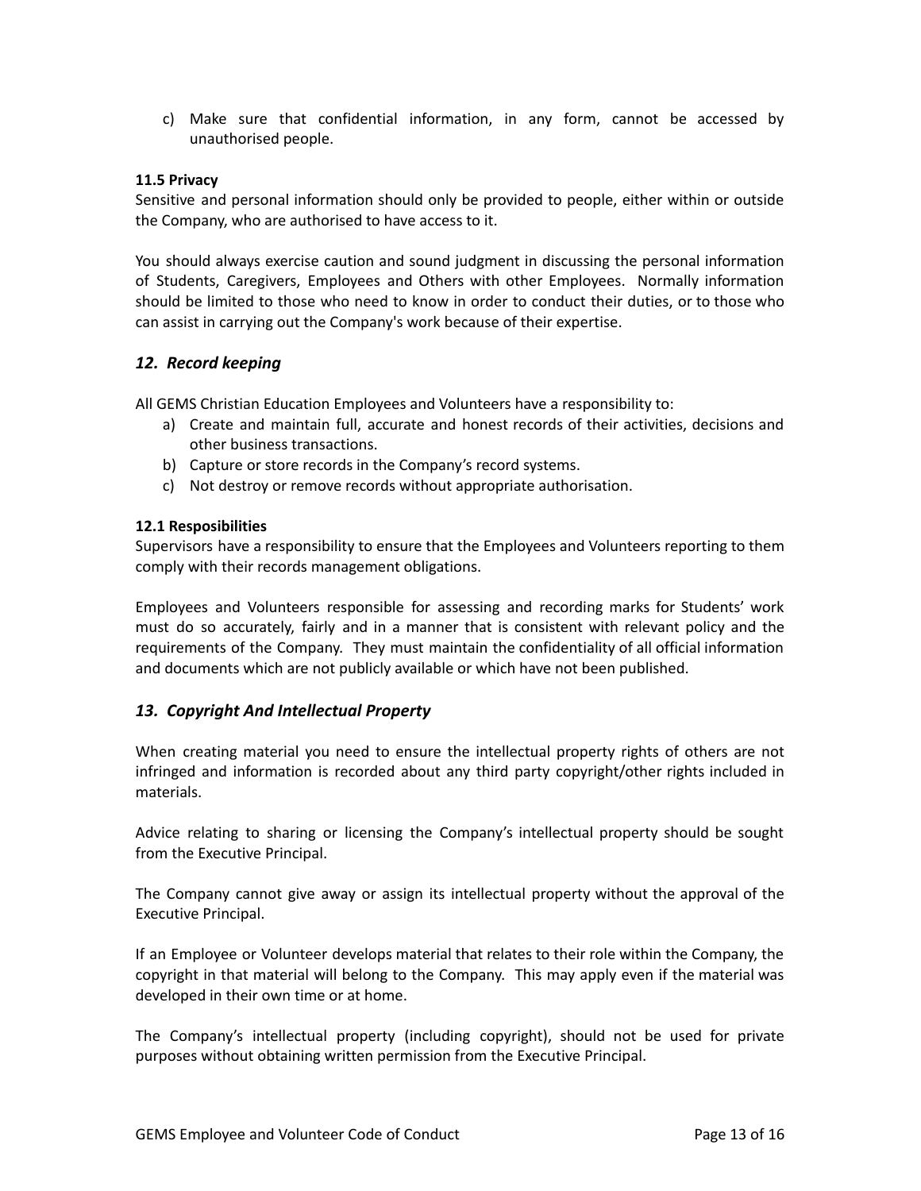c) Make sure that confidential information, in any form, cannot be accessed by unauthorised people.

**11.5 Privacy**

Sensitive and personal information should only be provided to people, either within or outside the Company, who are authorised to have access to it.

You should always exercise caution and sound judgment in discussing the personal information of Students, Caregivers, Employees and Others with other Employees. Normally information should be limited to those who need to know in order to conduct their duties, or to those who can assist in carrying out the Company's work because of their expertise.

## *12. Record keeping*

All GEMS Christian Education Employees and Volunteers have a responsibility to:

a) Create and maintain full, accurate and honest records of their activities, decisions and other business transactions.
b) Capture or store records in the Company's record systems.
c) Not destroy or remove records without appropriate authorisation.

**12.1 Resposibilities**

Supervisors have a responsibility to ensure that the Employees and Volunteers reporting to them comply with their records management obligations.

Employees and Volunteers responsible for assessing and recording marks for Students' work must do so accurately, fairly and in a manner that is consistent with relevant policy and the requirements of the Company. They must maintain the confidentiality of all official information and documents which are not publicly available or which have not been published.

## *13. Copyright And Intellectual Property*

When creating material you need to ensure the intellectual property rights of others are not infringed and information is recorded about any third party copyright/other rights included in materials.

Advice relating to sharing or licensing the Company's intellectual property should be sought from the Executive Principal.

The Company cannot give away or assign its intellectual property without the approval of the Executive Principal.

If an Employee or Volunteer develops material that relates to their role within the Company, the copyright in that material will belong to the Company. This may apply even if the material was developed in their own time or at home.

The Company's intellectual property (including copyright), should not be used for private purposes without obtaining written permission from the Executive Principal.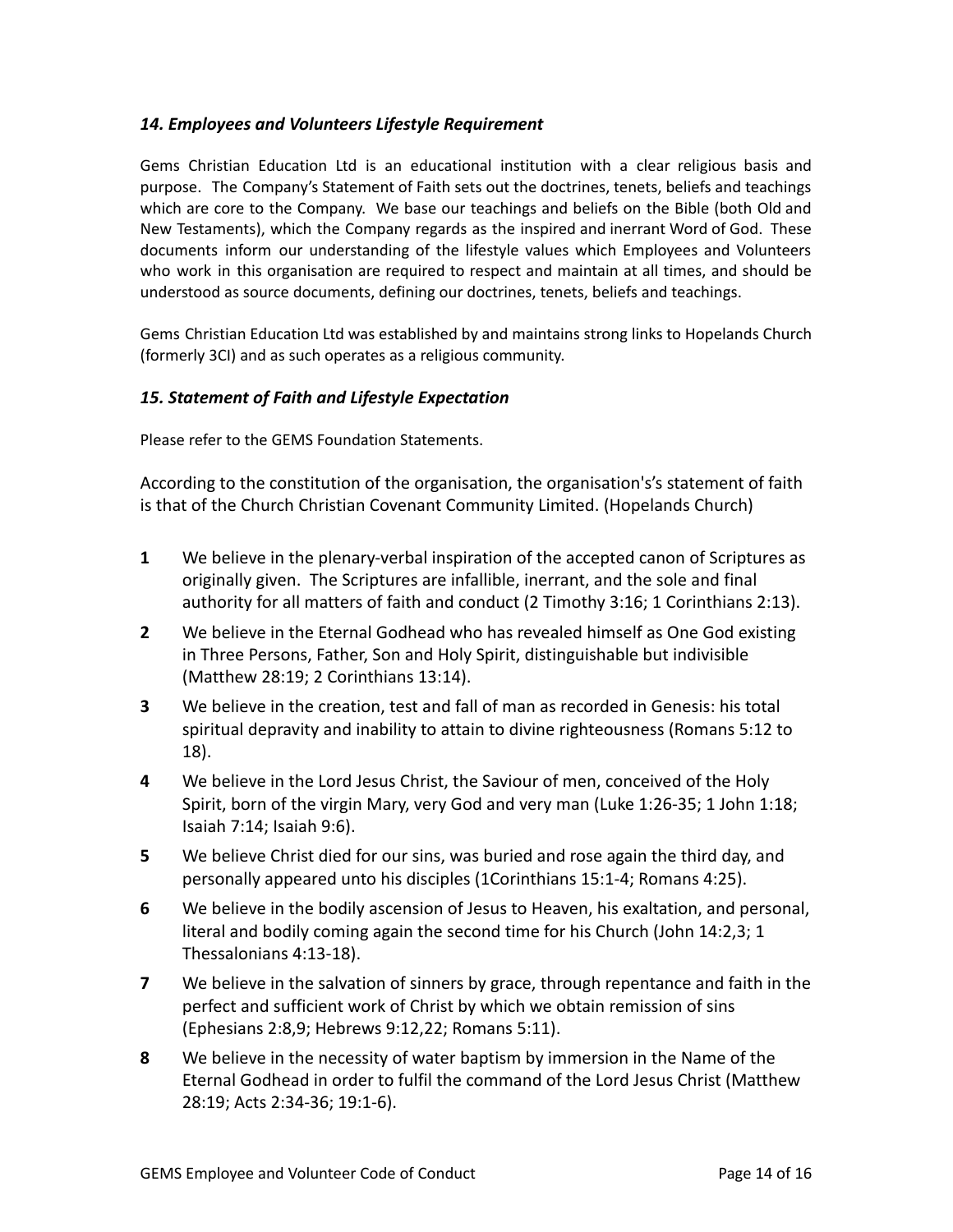### *14. Employees and Volunteers Lifestyle Requirement*

Gems Christian Education Ltd is an educational institution with a clear religious basis and purpose. The Company's Statement of Faith sets out the doctrines, tenets, beliefs and teachings which are core to the Company. We base our teachings and beliefs on the Bible (both Old and New Testaments), which the Company regards as the inspired and inerrant Word of God. These documents inform our understanding of the lifestyle values which Employees and Volunteers who work in this organisation are required to respect and maintain at all times, and should be understood as source documents, defining our doctrines, tenets, beliefs and teachings.

Gems Christian Education Ltd was established by and maintains strong links to Hopelands Church (formerly 3CI) and as such operates as a religious community.

### *15. Statement of Faith and Lifestyle Expectation*

Please refer to the GEMS Foundation Statements.

According to the constitution of the organisation, the organisation's's statement of faith is that of the Church Christian Covenant Community Limited. (Hopelands Church)

**1** We believe in the plenary-verbal inspiration of the accepted canon of Scriptures as originally given. The Scriptures are infallible, inerrant, and the sole and final authority for all matters of faith and conduct (2 Timothy 3:16; 1 Corinthians 2:13).

**2** We believe in the Eternal Godhead who has revealed himself as One God existing in Three Persons, Father, Son and Holy Spirit, distinguishable but indivisible (Matthew 28:19; 2 Corinthians 13:14).

**3** We believe in the creation, test and fall of man as recorded in Genesis: his total spiritual depravity and inability to attain to divine righteousness (Romans 5:12 to 18).

**4** We believe in the Lord Jesus Christ, the Saviour of men, conceived of the Holy Spirit, born of the virgin Mary, very God and very man (Luke 1:26-35; 1 John 1:18; Isaiah 7:14; Isaiah 9:6).

**5** We believe Christ died for our sins, was buried and rose again the third day, and personally appeared unto his disciples (1Corinthians 15:1-4; Romans 4:25).

**6** We believe in the bodily ascension of Jesus to Heaven, his exaltation, and personal, literal and bodily coming again the second time for his Church (John 14:2,3; 1 Thessalonians 4:13-18).

**7** We believe in the salvation of sinners by grace, through repentance and faith in the perfect and sufficient work of Christ by which we obtain remission of sins (Ephesians 2:8,9; Hebrews 9:12,22; Romans 5:11).

**8** We believe in the necessity of water baptism by immersion in the Name of the Eternal Godhead in order to fulfil the command of the Lord Jesus Christ (Matthew 28:19; Acts 2:34-36; 19:1-6).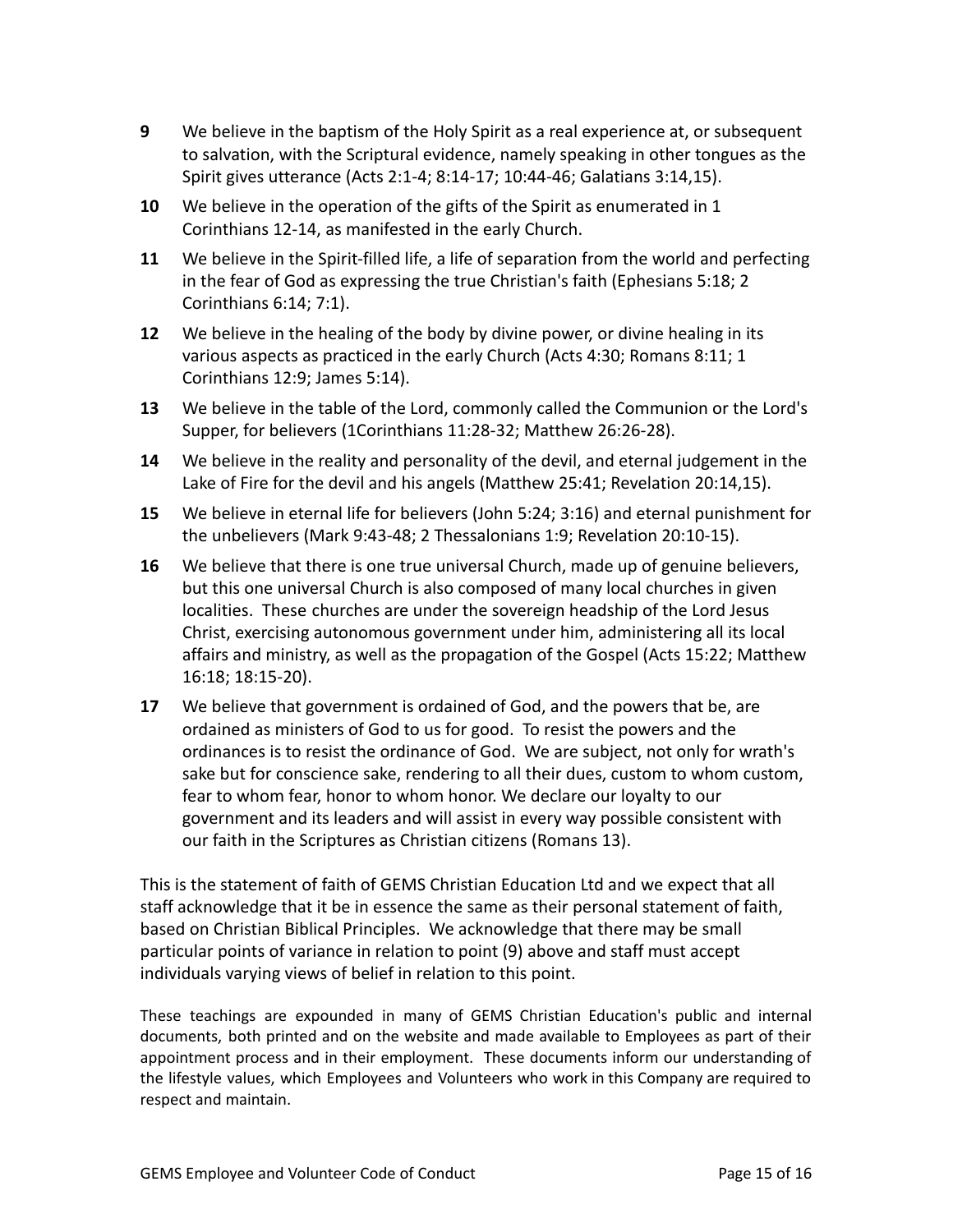**9** We believe in the baptism of the Holy Spirit as a real experience at, or subsequent to salvation, with the Scriptural evidence, namely speaking in other tongues as the Spirit gives utterance (Acts 2:1-4; 8:14-17; 10:44-46; Galatians 3:14,15).

**10** We believe in the operation of the gifts of the Spirit as enumerated in 1 Corinthians 12-14, as manifested in the early Church.

**11** We believe in the Spirit-filled life, a life of separation from the world and perfecting in the fear of God as expressing the true Christian's faith (Ephesians 5:18; 2 Corinthians 6:14; 7:1).

**12** We believe in the healing of the body by divine power, or divine healing in its various aspects as practiced in the early Church (Acts 4:30; Romans 8:11; 1 Corinthians 12:9; James 5:14).

**13** We believe in the table of the Lord, commonly called the Communion or the Lord's Supper, for believers (1Corinthians 11:28-32; Matthew 26:26-28).

**14** We believe in the reality and personality of the devil, and eternal judgement in the Lake of Fire for the devil and his angels (Matthew 25:41; Revelation 20:14,15).

**15** We believe in eternal life for believers (John 5:24; 3:16) and eternal punishment for the unbelievers (Mark 9:43-48; 2 Thessalonians 1:9; Revelation 20:10-15).

**16** We believe that there is one true universal Church, made up of genuine believers, but this one universal Church is also composed of many local churches in given localities. These churches are under the sovereign headship of the Lord Jesus Christ, exercising autonomous government under him, administering all its local affairs and ministry, as well as the propagation of the Gospel (Acts 15:22; Matthew 16:18; 18:15-20).

**17** We believe that government is ordained of God, and the powers that be, are ordained as ministers of God to us for good. To resist the powers and the ordinances is to resist the ordinance of God. We are subject, not only for wrath's sake but for conscience sake, rendering to all their dues, custom to whom custom, fear to whom fear, honor to whom honor. We declare our loyalty to our government and its leaders and will assist in every way possible consistent with our faith in the Scriptures as Christian citizens (Romans 13).

This is the statement of faith of GEMS Christian Education Ltd and we expect that all staff acknowledge that it be in essence the same as their personal statement of faith, based on Christian Biblical Principles. We acknowledge that there may be small particular points of variance in relation to point (9) above and staff must accept individuals varying views of belief in relation to this point.

These teachings are expounded in many of GEMS Christian Education's public and internal documents, both printed and on the website and made available to Employees as part of their appointment process and in their employment. These documents inform our understanding of the lifestyle values, which Employees and Volunteers who work in this Company are required to respect and maintain.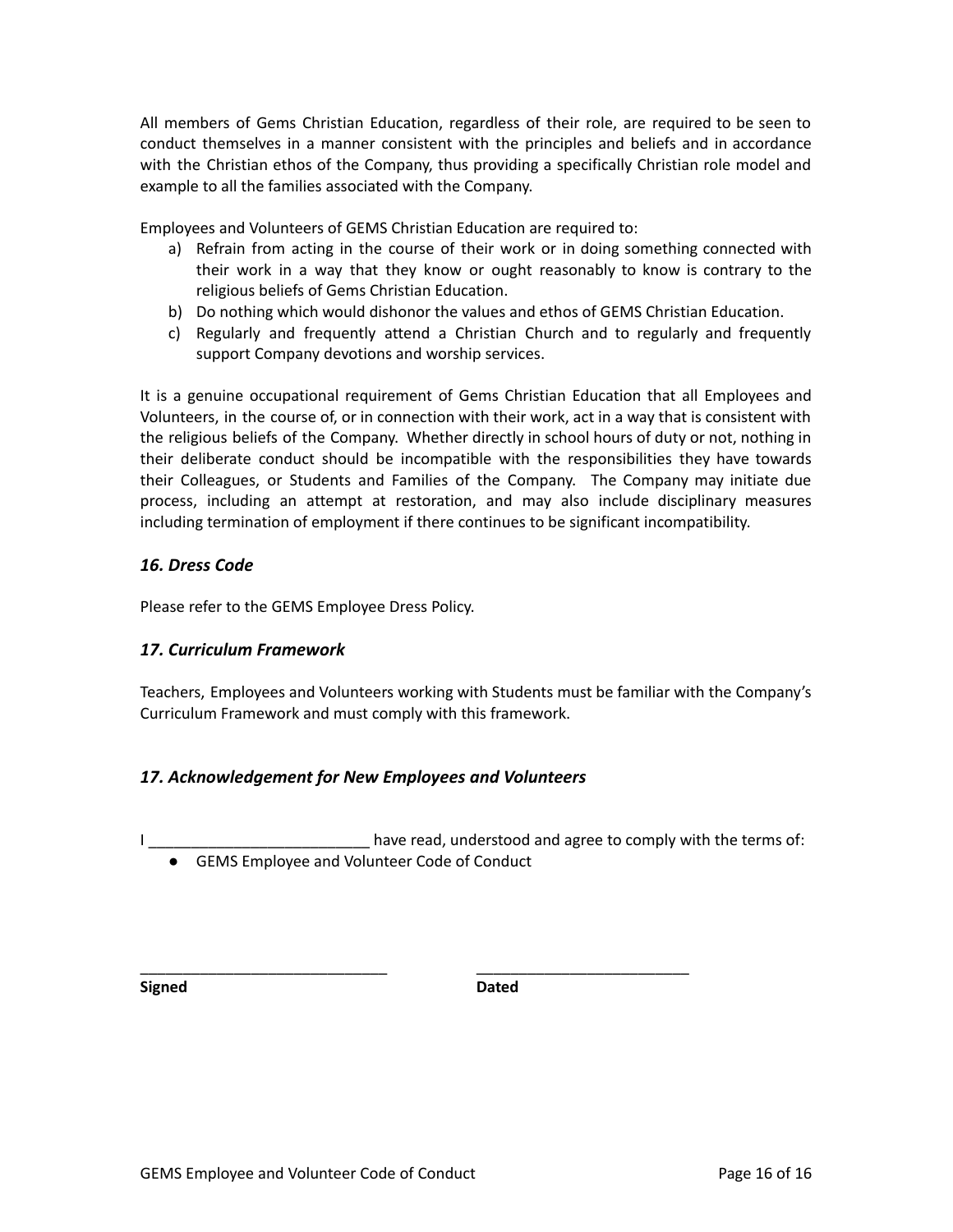All members of Gems Christian Education, regardless of their role, are required to be seen to conduct themselves in a manner consistent with the principles and beliefs and in accordance with the Christian ethos of the Company, thus providing a specifically Christian role model and example to all the families associated with the Company.

Employees and Volunteers of GEMS Christian Education are required to:

a) Refrain from acting in the course of their work or in doing something connected with their work in a way that they know or ought reasonably to know is contrary to the religious beliefs of Gems Christian Education.
b) Do nothing which would dishonor the values and ethos of GEMS Christian Education.
c) Regularly and frequently attend a Christian Church and to regularly and frequently support Company devotions and worship services.

It is a genuine occupational requirement of Gems Christian Education that all Employees and Volunteers, in the course of, or in connection with their work, act in a way that is consistent with the religious beliefs of the Company. Whether directly in school hours of duty or not, nothing in their deliberate conduct should be incompatible with the responsibilities they have towards their Colleagues, or Students and Families of the Company. The Company may initiate due process, including an attempt at restoration, and may also include disciplinary measures including termination of employment if there continues to be significant incompatibility.

### *16. Dress Code*

Please refer to the GEMS Employee Dress Policy.

### *17. Curriculum Framework*

Teachers, Employees and Volunteers working with Students must be familiar with the Company's Curriculum Framework and must comply with this framework.

### *17. Acknowledgement for New Employees and Volunteers*

I __________________________ have read, understood and agree to comply with the terms of:

- GEMS Employee and Volunteer Code of Conduct

_____________________________ _________________________

**Signed** **Dated**